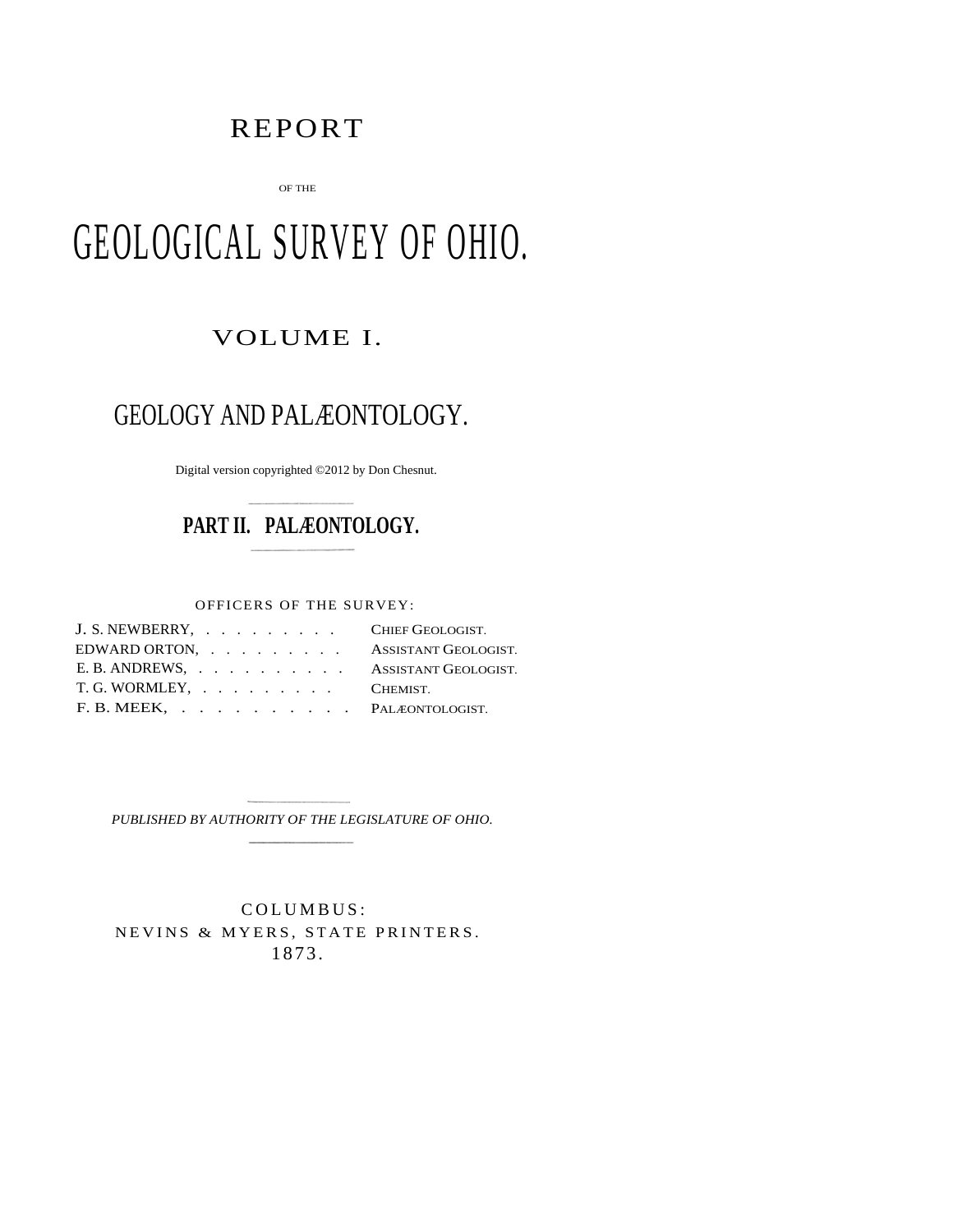# REPORT

OF THE

# GEOLOGICAL SURVEY OF OHIO.

## VOLUME I.

## GEOLOGY AND PALÆONTOLOGY.

Digital version copyrighted ©2012 by Don Chesnut.

---

**PART II. PALÆONTOLOGY.**

---

OFFICERS OF THE SURVEY:

| | |
|---|---|
| J. S. NEWBERRY, . . . . . . . . . | CHIEF GEOLOGIST. |
| EDWARD ORTON, . . . . . . . . . | ASSISTANT GEOLOGIST. |
| E. B. ANDREWS, . . . . . . . . . . | ASSISTANT GEOLOGIST. |
| T. G. WORMLEY, . . . . . . . . . | CHEMIST. |
| F. B. MEEK, . . . . . . . . . . | PALÆONTOLOGIST. |

---

*PUBLISHED BY AUTHORITY OF THE LEGISLATURE OF OHIO.*

---

COLUMBUS:
NEVINS & MYERS, STATE PRINTERS.
1873.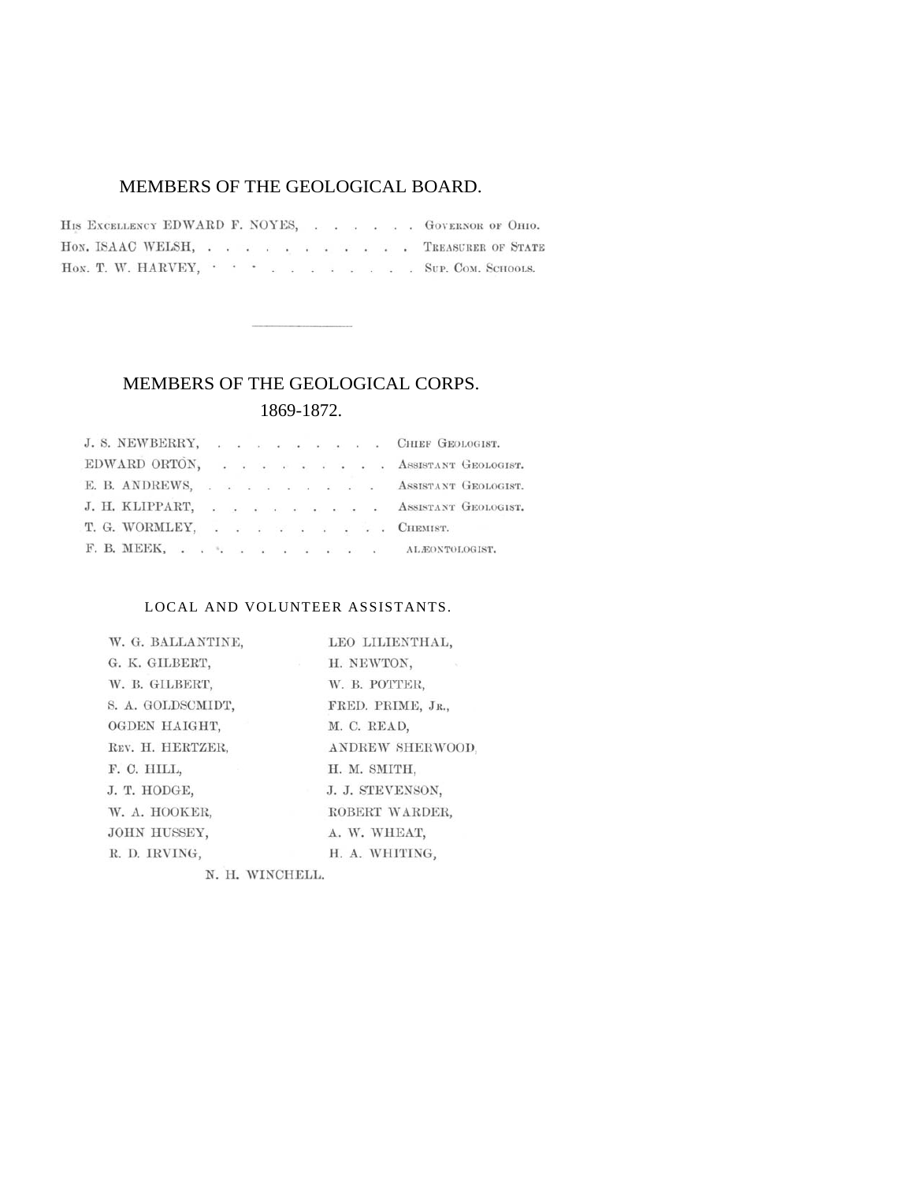## MEMBERS OF THE GEOLOGICAL BOARD.

His Excellency EDWARD F. NOYES, . . . . . . . Governor of Ohio.
Hon. ISAAC WELSH, . . . . . . . . . . . . Treasurer of State
Hon. T. W. HARVEY, . . . . . . . . . . . . Sup. Com. Schools.

---

## MEMBERS OF THE GEOLOGICAL CORPS.

### 1869-1872.

J. S. NEWBERRY, . . . . . . . . . . Chief Geologist.
EDWARD ORTON, . . . . . . . . . . Assistant Geologist.
E. B. ANDREWS, . . . . . . . . . . Assistant Geologist.
J. H. KLIPPART, . . . . . . . . . . Assistant Geologist.
T. G. WORMLEY, . . . . . . . . . . Chemist.
F. B. MEEK, . . . . . . . . . . . . alæontologist.

### LOCAL AND VOLUNTEER ASSISTANTS.

W. G. BALLANTINE,
G. K. GILBERT,
W. B. GILBERT,
S. A. GOLDSCMIDT,
OGDEN HAIGHT,
Rev. H. HERTZER,
F. C. HILL,
J. T. HODGE,
W. A. HOOKER,
JOHN HUSSEY,
R. D. IRVING,
LEO LILIENTHAL,
H. NEWTON,
W. B. POTTER,
FRED. PRIME, Jr.,
M. C. READ,
ANDREW SHERWOOD,
H. M. SMITH,
J. J. STEVENSON,
ROBERT WARDER,
A. W. WHEAT,
H. A. WHITING,
N. H. WINCHELL.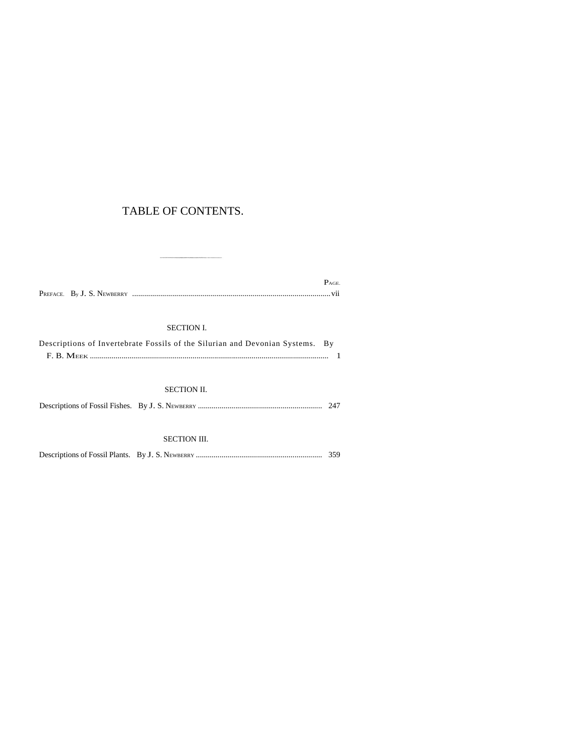# TABLE OF CONTENTS.

| | Page. |
|---|---|
| Preface. By J. S. Newberry | vii |

## SECTION I.

| | |
|---|---|
| Descriptions of Invertebrate Fossils of the Silurian and Devonian Systems. By F. B. Meek | 1 |

## SECTION II.

| | |
|---|---|
| Descriptions of Fossil Fishes. By J. S. Newberry | 247 |

## SECTION III.

| | |
|---|---|
| Descriptions of Fossil Plants. By J. S. Newberry | 359 |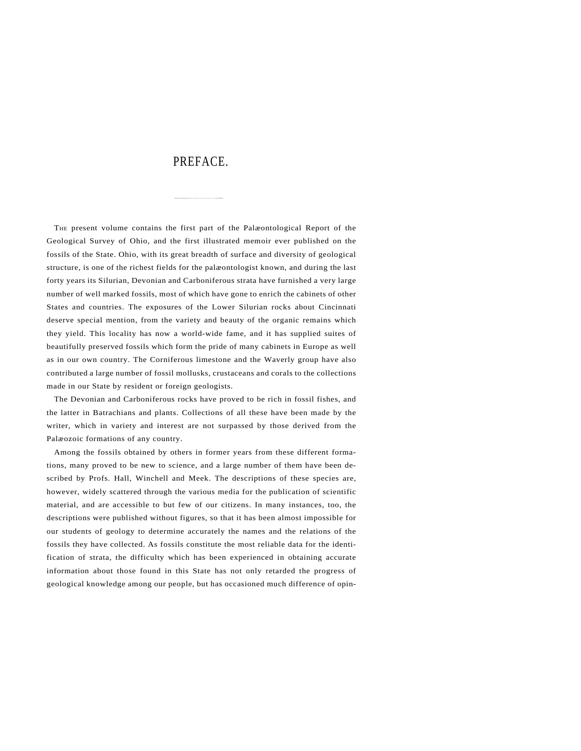# PREFACE.

The present volume contains the first part of the Palæontological Report of the Geological Survey of Ohio, and the first illustrated memoir ever published on the fossils of the State. Ohio, with its great breadth of surface and diversity of geological structure, is one of the richest fields for the palæontologist known, and during the last forty years its Silurian, Devonian and Carboniferous strata have furnished a very large number of well marked fossils, most of which have gone to enrich the cabinets of other States and countries. The exposures of the Lower Silurian rocks about Cincinnati deserve special mention, from the variety and beauty of the organic remains which they yield. This locality has now a world-wide fame, and it has supplied suites of beautifully preserved fossils which form the pride of many cabinets in Europe as well as in our own country. The Corniferous limestone and the Waverly group have also contributed a large number of fossil mollusks, crustaceans and corals to the collections made in our State by resident or foreign geologists.

The Devonian and Carboniferous rocks have proved to be rich in fossil fishes, and the latter in Batrachians and plants. Collections of all these have been made by the writer, which in variety and interest are not surpassed by those derived from the Palæozoic formations of any country.

Among the fossils obtained by others in former years from these different formations, many proved to be new to science, and a large number of them have been described by Profs. Hall, Winchell and Meek. The descriptions of these species are, however, widely scattered through the various media for the publication of scientific material, and are accessible to but few of our citizens. In many instances, too, the descriptions were published without figures, so that it has been almost impossible for our students of geology to determine accurately the names and the relations of the fossils they have collected. As fossils constitute the most reliable data for the identification of strata, the difficulty which has been experienced in obtaining accurate information about those found in this State has not only retarded the progress of geological knowledge among our people, but has occasioned much difference of opin-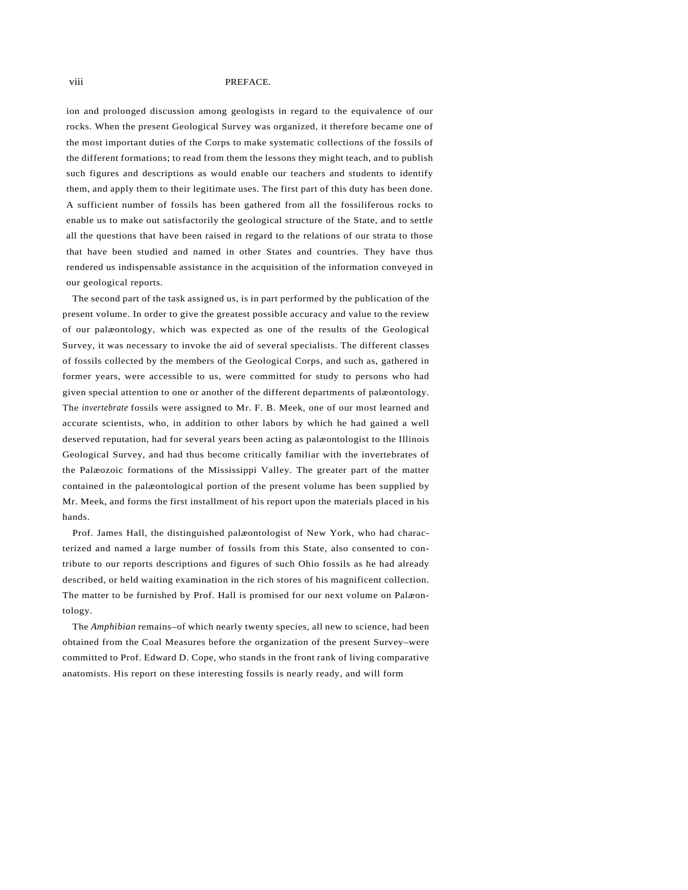ion and prolonged discussion among geologists in regard to the equivalence of our rocks. When the present Geological Survey was organized, it therefore became one of the most important duties of the Corps to make systematic collections of the fossils of the different formations; to read from them the lessons they might teach, and to publish such figures and descriptions as would enable our teachers and students to identify them, and apply them to their legitimate uses. The first part of this duty has been done. A sufficient number of fossils has been gathered from all the fossiliferous rocks to enable us to make out satisfactorily the geological structure of the State, and to settle all the questions that have been raised in regard to the relations of our strata to those that have been studied and named in other States and countries. They have thus rendered us indispensable assistance in the acquisition of the information conveyed in our geological reports.

The second part of the task assigned us, is in part performed by the publication of the present volume. In order to give the greatest possible accuracy and value to the review of our palæontology, which was expected as one of the results of the Geological Survey, it was necessary to invoke the aid of several specialists. The different classes of fossils collected by the members of the Geological Corps, and such as, gathered in former years, were accessible to us, were committed for study to persons who had given special attention to one or another of the different departments of palæontology. The *invertebrate* fossils were assigned to Mr. F. B. Meek, one of our most learned and accurate scientists, who, in addition to other labors by which he had gained a well deserved reputation, had for several years been acting as palæontologist to the Illinois Geological Survey, and had thus become critically familiar with the invertebrates of the Palæozoic formations of the Mississippi Valley. The greater part of the matter contained in the palæontological portion of the present volume has been supplied by Mr. Meek, and forms the first installment of his report upon the materials placed in his hands.

Prof. James Hall, the distinguished palæontologist of New York, who had characterized and named a large number of fossils from this State, also consented to contribute to our reports descriptions and figures of such Ohio fossils as he had already described, or held waiting examination in the rich stores of his magnificent collection. The matter to be furnished by Prof. Hall is promised for our next volume on Palæontology.

The *Amphibian* remains–of which nearly twenty species, all new to science, had been obtained from the Coal Measures before the organization of the present Survey–were committed to Prof. Edward D. Cope, who stands in the front rank of living comparative anatomists. His report on these interesting fossils is nearly ready, and will form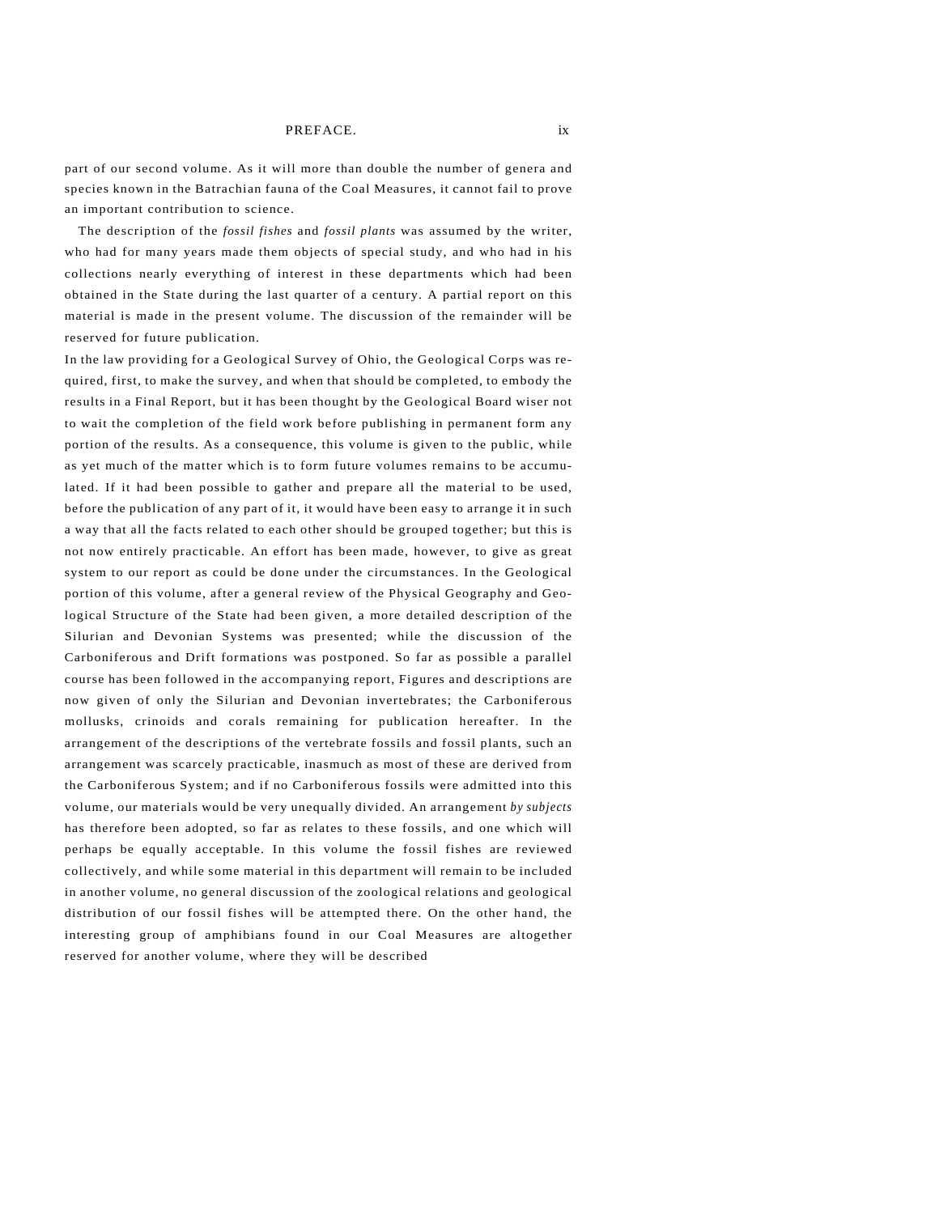part of our second volume. As it will more than double the number of genera and species known in the Batrachian fauna of the Coal Measures, it cannot fail to prove an important contribution to science.

The description of the *fossil fishes* and *fossil plants* was assumed by the writer, who had for many years made them objects of special study, and who had in his collections nearly everything of interest in these departments which had been obtained in the State during the last quarter of a century. A partial report on this material is made in the present volume. The discussion of the remainder will be reserved for future publication.

In the law providing for a Geological Survey of Ohio, the Geological Corps was required, first, to make the survey, and when that should be completed, to embody the results in a Final Report, but it has been thought by the Geological Board wiser not to wait the completion of the field work before publishing in permanent form any portion of the results. As a consequence, this volume is given to the public, while as yet much of the matter which is to form future volumes remains to be accumulated. If it had been possible to gather and prepare all the material to be used, before the publication of any part of it, it would have been easy to arrange it in such a way that all the facts related to each other should be grouped together; but this is not now entirely practicable. An effort has been made, however, to give as great system to our report as could be done under the circumstances. In the Geological portion of this volume, after a general review of the Physical Geography and Geological Structure of the State had been given, a more detailed description of the Silurian and Devonian Systems was presented; while the discussion of the Carboniferous and Drift formations was postponed. So far as possible a parallel course has been followed in the accompanying report, Figures and descriptions are now given of only the Silurian and Devonian invertebrates; the Carboniferous mollusks, crinoids and corals remaining for publication hereafter. In the arrangement of the descriptions of the vertebrate fossils and fossil plants, such an arrangement was scarcely practicable, inasmuch as most of these are derived from the Carboniferous System; and if no Carboniferous fossils were admitted into this volume, our materials would be very unequally divided. An arrangement *by subjects* has therefore been adopted, so far as relates to these fossils, and one which will perhaps be equally acceptable. In this volume the fossil fishes are reviewed collectively, and while some material in this department will remain to be included in another volume, no general discussion of the zoological relations and geological distribution of our fossil fishes will be attempted there. On the other hand, the interesting group of amphibians found in our Coal Measures are altogether reserved for another volume, where they will be described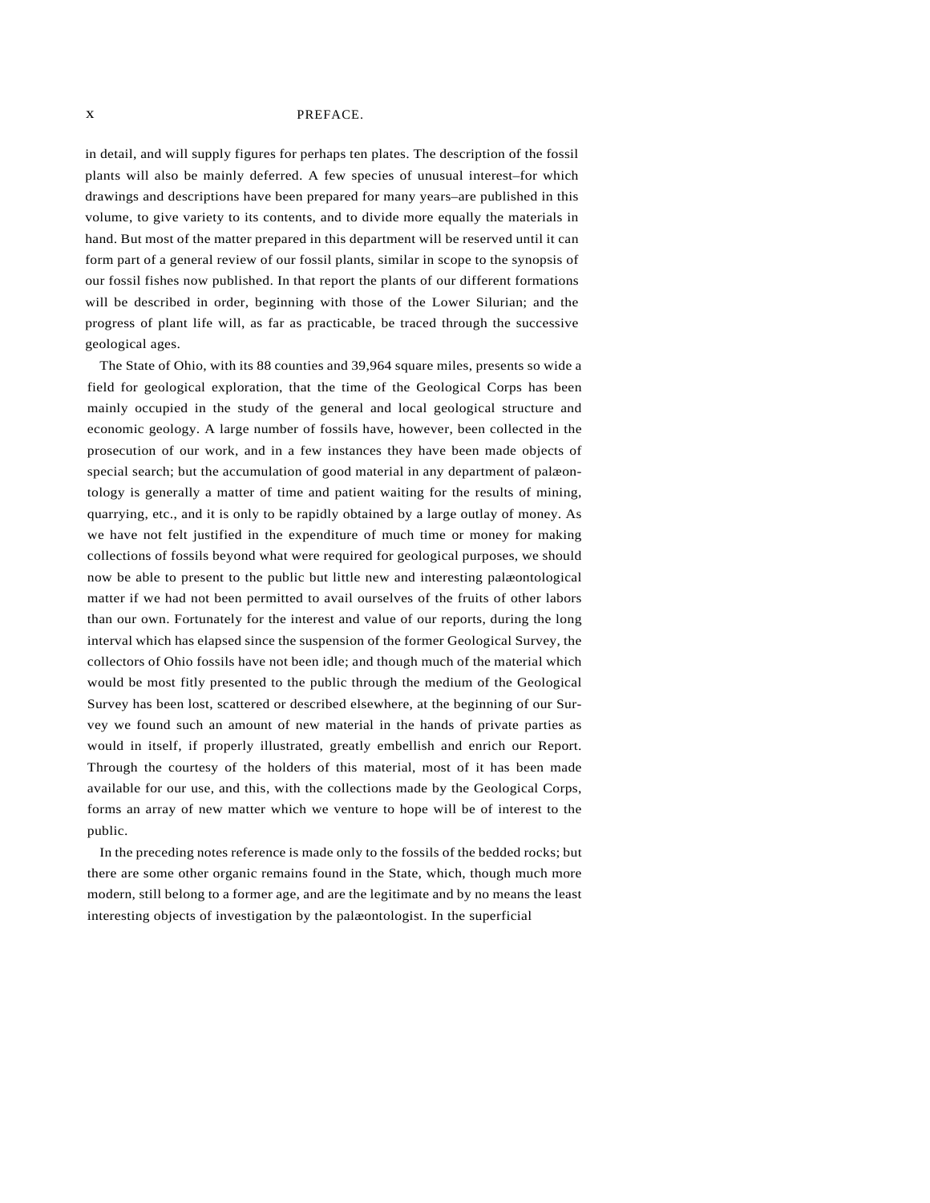in detail, and will supply figures for perhaps ten plates. The description of the fossil plants will also be mainly deferred. A few species of unusual interest–for which drawings and descriptions have been prepared for many years–are published in this volume, to give variety to its contents, and to divide more equally the materials in hand. But most of the matter prepared in this department will be reserved until it can form part of a general review of our fossil plants, similar in scope to the synopsis of our fossil fishes now published. In that report the plants of our different formations will be described in order, beginning with those of the Lower Silurian; and the progress of plant life will, as far as practicable, be traced through the successive geological ages.

The State of Ohio, with its 88 counties and 39,964 square miles, presents so wide a field for geological exploration, that the time of the Geological Corps has been mainly occupied in the study of the general and local geological structure and economic geology. A large number of fossils have, however, been collected in the prosecution of our work, and in a few instances they have been made objects of special search; but the accumulation of good material in any department of palæontology is generally a matter of time and patient waiting for the results of mining, quarrying, etc., and it is only to be rapidly obtained by a large outlay of money. As we have not felt justified in the expenditure of much time or money for making collections of fossils beyond what were required for geological purposes, we should now be able to present to the public but little new and interesting palæontological matter if we had not been permitted to avail ourselves of the fruits of other labors than our own. Fortunately for the interest and value of our reports, during the long interval which has elapsed since the suspension of the former Geological Survey, the collectors of Ohio fossils have not been idle; and though much of the material which would be most fitly presented to the public through the medium of the Geological Survey has been lost, scattered or described elsewhere, at the beginning of our Survey we found such an amount of new material in the hands of private parties as would in itself, if properly illustrated, greatly embellish and enrich our Report. Through the courtesy of the holders of this material, most of it has been made available for our use, and this, with the collections made by the Geological Corps, forms an array of new matter which we venture to hope will be of interest to the public.

In the preceding notes reference is made only to the fossils of the bedded rocks; but there are some other organic remains found in the State, which, though much more modern, still belong to a former age, and are the legitimate and by no means the least interesting objects of investigation by the palæontologist. In the superficial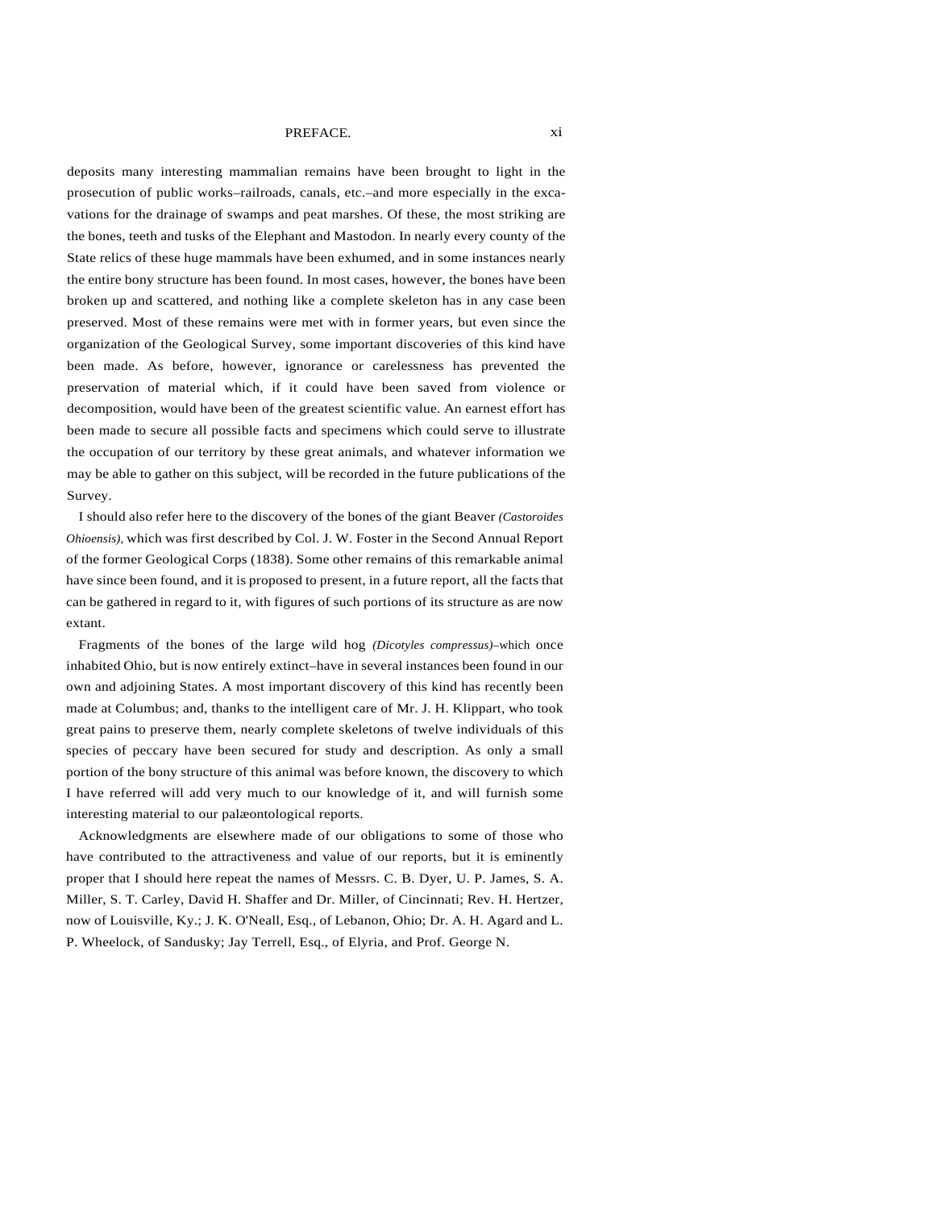deposits many interesting mammalian remains have been brought to light in the prosecution of public works–railroads, canals, etc.–and more especially in the excavations for the drainage of swamps and peat marshes. Of these, the most striking are the bones, teeth and tusks of the Elephant and Mastodon. In nearly every county of the State relics of these huge mammals have been exhumed, and in some instances nearly the entire bony structure has been found. In most cases, however, the bones have been broken up and scattered, and nothing like a complete skeleton has in any case been preserved. Most of these remains were met with in former years, but even since the organization of the Geological Survey, some important discoveries of this kind have been made. As before, however, ignorance or carelessness has prevented the preservation of material which, if it could have been saved from violence or decomposition, would have been of the greatest scientific value. An earnest effort has been made to secure all possible facts and specimens which could serve to illustrate the occupation of our territory by these great animals, and whatever information we may be able to gather on this subject, will be recorded in the future publications of the Survey.

I should also refer here to the discovery of the bones of the giant Beaver *(Castoroides Ohioensis),* which was first described by Col. J. W. Foster in the Second Annual Report of the former Geological Corps (1838). Some other remains of this remarkable animal have since been found, and it is proposed to present, in a future report, all the facts that can be gathered in regard to it, with figures of such portions of its structure as are now extant.

Fragments of the bones of the large wild hog *(Dicotyles compressus)*–which once inhabited Ohio, but is now entirely extinct–have in several instances been found in our own and adjoining States. A most important discovery of this kind has recently been made at Columbus; and, thanks to the intelligent care of Mr. J. H. Klippart, who took great pains to preserve them, nearly complete skeletons of twelve individuals of this species of peccary have been secured for study and description. As only a small portion of the bony structure of this animal was before known, the discovery to which I have referred will add very much to our knowledge of it, and will furnish some interesting material to our palæontological reports.

Acknowledgments are elsewhere made of our obligations to some of those who have contributed to the attractiveness and value of our reports, but it is eminently proper that I should here repeat the names of Messrs. C. B. Dyer, U. P. James, S. A. Miller, S. T. Carley, David H. Shaffer and Dr. Miller, of Cincinnati; Rev. H. Hertzer, now of Louisville, Ky.; J. K. O'Neall, Esq., of Lebanon, Ohio; Dr. A. H. Agard and L. P. Wheelock, of Sandusky; Jay Terrell, Esq., of Elyria, and Prof. George N.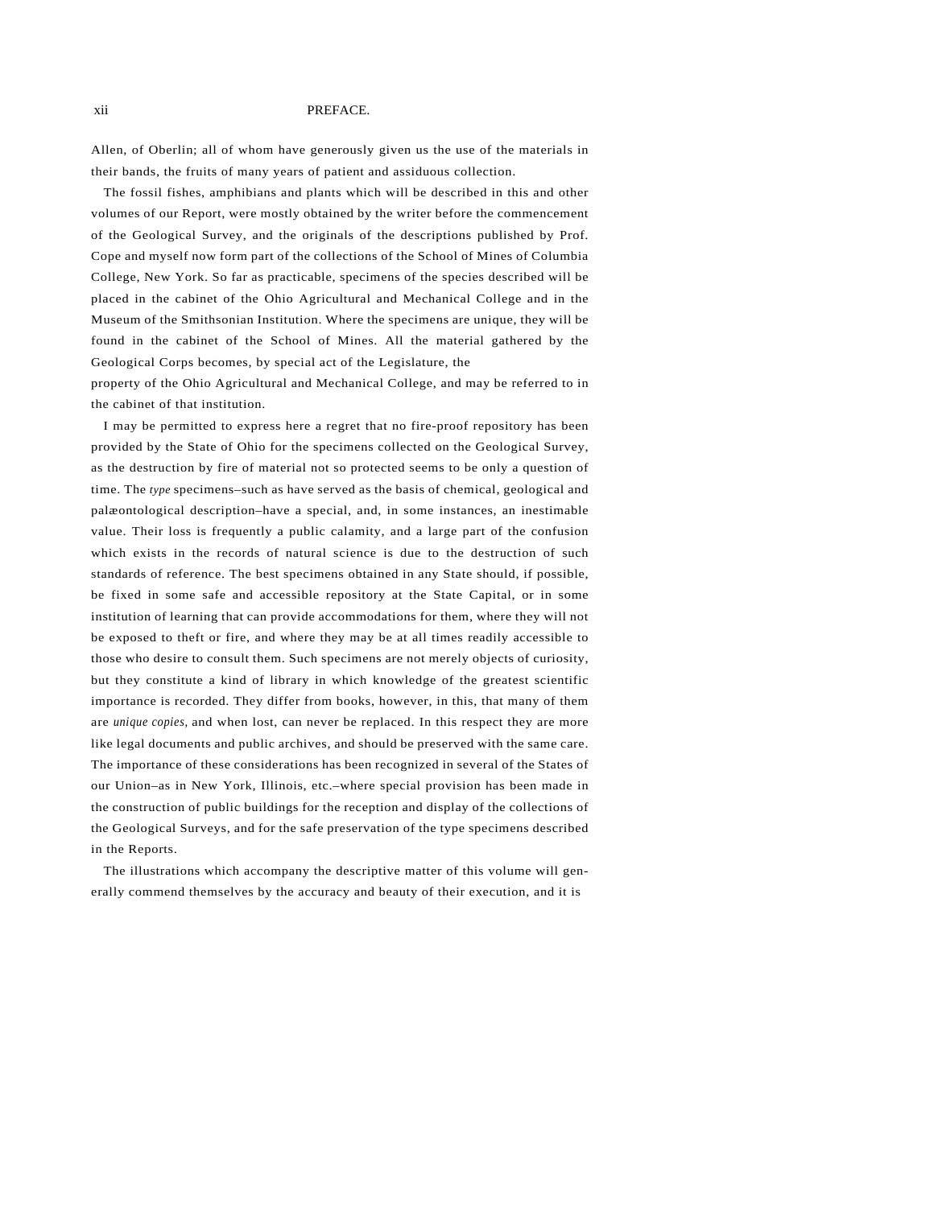Allen, of Oberlin; all of whom have generously given us the use of the materials in their bands, the fruits of many years of patient and assiduous collection.

The fossil fishes, amphibians and plants which will be described in this and other volumes of our Report, were mostly obtained by the writer before the commencement of the Geological Survey, and the originals of the descriptions published by Prof. Cope and myself now form part of the collections of the School of Mines of Columbia College, New York. So far as practicable, specimens of the species described will be placed in the cabinet of the Ohio Agricultural and Mechanical College and in the Museum of the Smithsonian Institution. Where the specimens are unique, they will be found in the cabinet of the School of Mines. All the material gathered by the Geological Corps becomes, by special act of the Legislature, the property of the Ohio Agricultural and Mechanical College, and may be referred to in the cabinet of that institution.

I may be permitted to express here a regret that no fire-proof repository has been provided by the State of Ohio for the specimens collected on the Geological Survey, as the destruction by fire of material not so protected seems to be only a question of time. The *type* specimens–such as have served as the basis of chemical, geological and palæontological description–have a special, and, in some instances, an inestimable value. Their loss is frequently a public calamity, and a large part of the confusion which exists in the records of natural science is due to the destruction of such standards of reference. The best specimens obtained in any State should, if possible, be fixed in some safe and accessible repository at the State Capital, or in some institution of learning that can provide accommodations for them, where they will not be exposed to theft or fire, and where they may be at all times readily accessible to those who desire to consult them. Such specimens are not merely objects of curiosity, but they constitute a kind of library in which knowledge of the greatest scientific importance is recorded. They differ from books, however, in this, that many of them are *unique copies,* and when lost, can never be replaced. In this respect they are more like legal documents and public archives, and should be preserved with the same care. The importance of these considerations has been recognized in several of the States of our Union–as in New York, Illinois, etc.–where special provision has been made in the construction of public buildings for the reception and display of the collections of the Geological Surveys, and for the safe preservation of the type specimens described in the Reports.

The illustrations which accompany the descriptive matter of this volume will generally commend themselves by the accuracy and beauty of their execution, and it is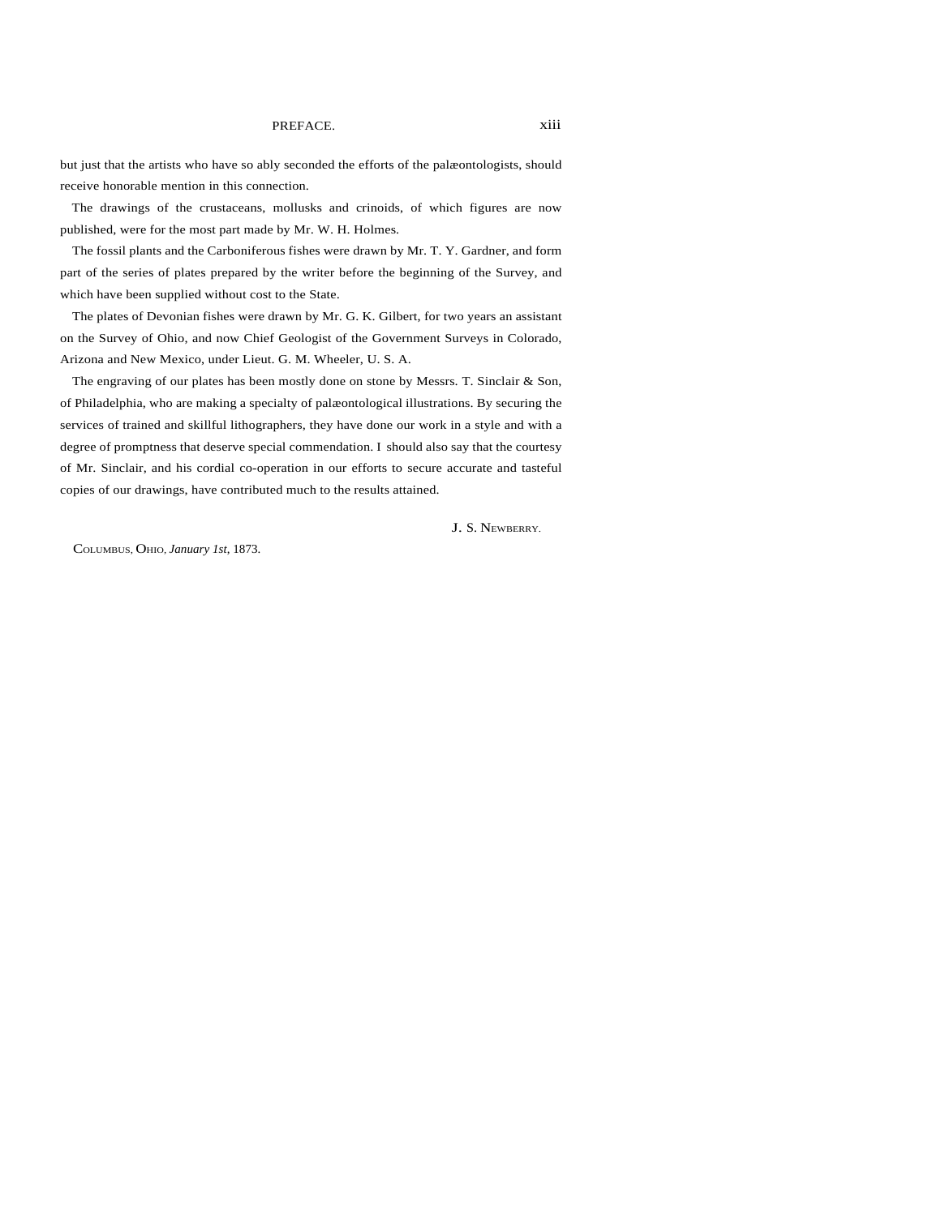but just that the artists who have so ably seconded the efforts of the palæontologists, should receive honorable mention in this connection.

The drawings of the crustaceans, mollusks and crinoids, of which figures are now published, were for the most part made by Mr. W. H. Holmes.

The fossil plants and the Carboniferous fishes were drawn by Mr. T. Y. Gardner, and form part of the series of plates prepared by the writer before the beginning of the Survey, and which have been supplied without cost to the State.

The plates of Devonian fishes were drawn by Mr. G. K. Gilbert, for two years an assistant on the Survey of Ohio, and now Chief Geologist of the Government Surveys in Colorado, Arizona and New Mexico, under Lieut. G. M. Wheeler, U. S. A.

The engraving of our plates has been mostly done on stone by Messrs. T. Sinclair & Son, of Philadelphia, who are making a specialty of palæontological illustrations. By securing the services of trained and skillful lithographers, they have done our work in a style and with a degree of promptness that deserve special commendation. I should also say that the courtesy of Mr. Sinclair, and his cordial co-operation in our efforts to secure accurate and tasteful copies of our drawings, have contributed much to the results attained.

J. S. NEWBERRY.

COLUMBUS, OHIO, *January 1st*, 1873.